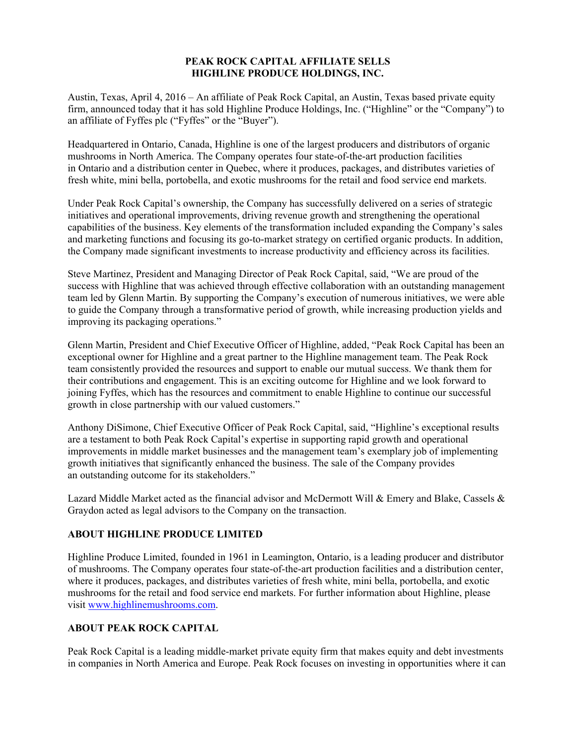# PEAK ROCK CAPITAL AFFILIATE SELLS HIGHLINE PRODUCE HOLDINGS, INC.

Austin, Texas, April 4, 2016 – An affiliate of Peak Rock Capital, an Austin, Texas based private equity firm, announced today that it has sold Highline Produce Holdings, Inc. ("Highline" or the "Company") to an affiliate of Fyffes plc ("Fyffes" or the "Buyer").

Headquartered in Ontario, Canada, Highline is one of the largest producers and distributors of organic mushrooms in North America. The Company operates four state-of-the-art production facilities in Ontario and a distribution center in Quebec, where it produces, packages, and distributes varieties of fresh white, mini bella, portobella, and exotic mushrooms for the retail and food service end markets.

Under Peak Rock Capital's ownership, the Company has successfully delivered on a series of strategic initiatives and operational improvements, driving revenue growth and strengthening the operational capabilities of the business. Key elements of the transformation included expanding the Company's sales and marketing functions and focusing its go-to-market strategy on certified organic products. In addition, the Company made significant investments to increase productivity and efficiency across its facilities.

Steve Martinez, President and Managing Director of Peak Rock Capital, said, "We are proud of the success with Highline that was achieved through effective collaboration with an outstanding management team led by Glenn Martin. By supporting the Company's execution of numerous initiatives, we were able to guide the Company through a transformative period of growth, while increasing production yields and improving its packaging operations."

Glenn Martin, President and Chief Executive Officer of Highline, added, "Peak Rock Capital has been an exceptional owner for Highline and a great partner to the Highline management team. The Peak Rock team consistently provided the resources and support to enable our mutual success. We thank them for their contributions and engagement. This is an exciting outcome for Highline and we look forward to joining Fyffes, which has the resources and commitment to enable Highline to continue our successful growth in close partnership with our valued customers."

Anthony DiSimone, Chief Executive Officer of Peak Rock Capital, said, "Highline's exceptional results are a testament to both Peak Rock Capital's expertise in supporting rapid growth and operational improvements in middle market businesses and the management team's exemplary job of implementing growth initiatives that significantly enhanced the business. The sale of the Company provides an outstanding outcome for its stakeholders."

Lazard Middle Market acted as the financial advisor and McDermott Will & Emery and Blake, Cassels & Graydon acted as legal advisors to the Company on the transaction.

## ABOUT HIGHLINE PRODUCE LIMITED

Highline Produce Limited, founded in 1961 in Leamington, Ontario, is a leading producer and distributor of mushrooms. The Company operates four state-of-the-art production facilities and a distribution center, where it produces, packages, and distributes varieties of fresh white, mini bella, portobella, and exotic mushrooms for the retail and food service end markets. For further information about Highline, please visit www.highlinemushrooms.com.

## ABOUT PEAK ROCK CAPITAL

Peak Rock Capital is a leading middle-market private equity firm that makes equity and debt investments in companies in North America and Europe. Peak Rock focuses on investing in opportunities where it can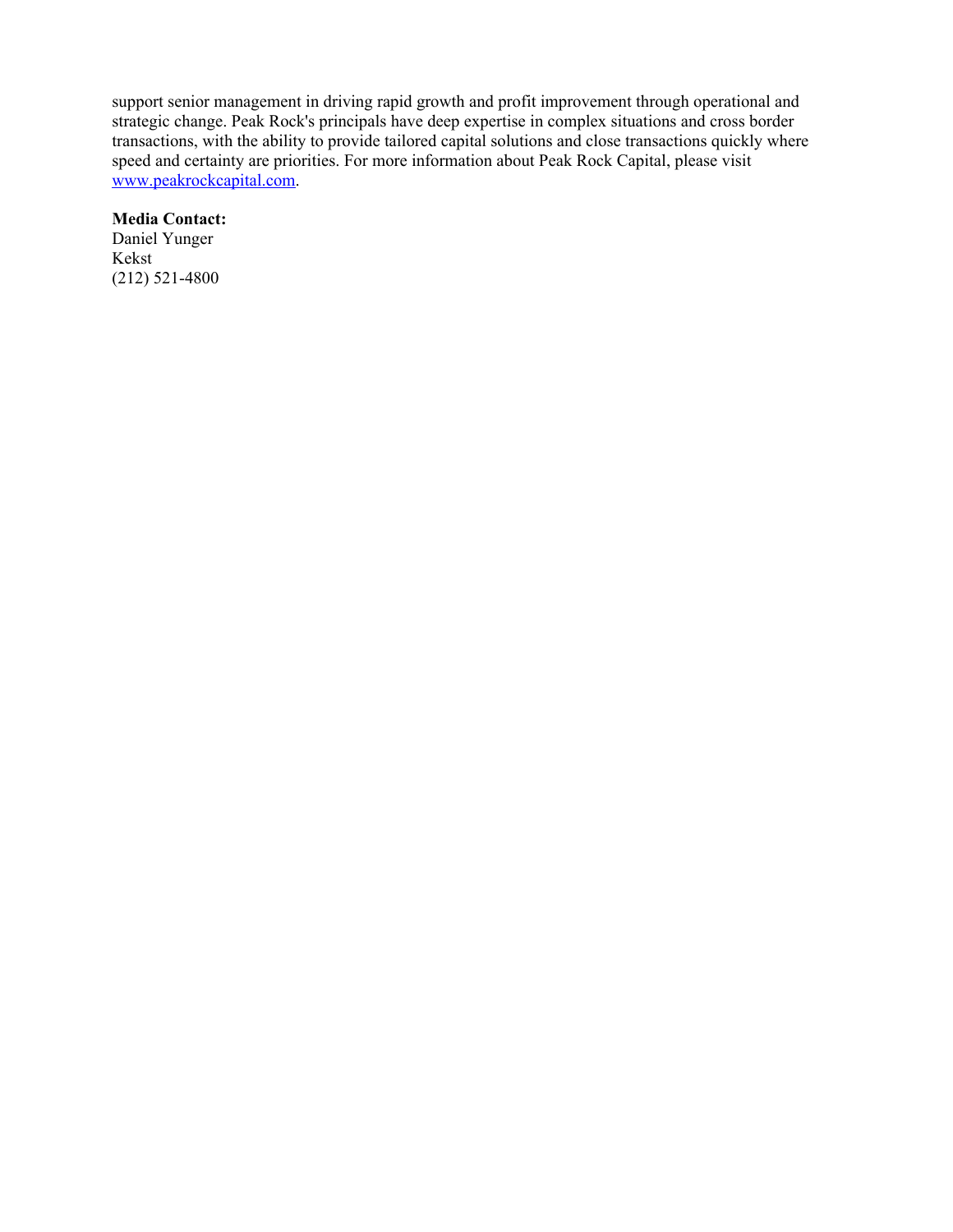support senior management in driving rapid growth and profit improvement through operational and strategic change. Peak Rock's principals have deep expertise in complex situations and cross border transactions, with the ability to provide tailored capital solutions and close transactions quickly where speed and certainty are priorities. For more information about Peak Rock Capital, please visit [www.peakrockcapital.com](http://www.peakrockcapital.com).

**Media Contact:**
Daniel Yunger
Kekst
(212) 521-4800